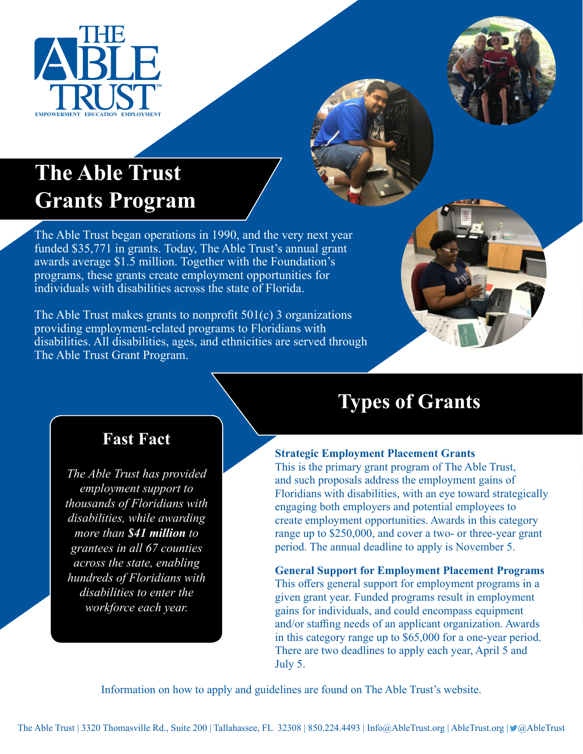THE ABLE TRUST

EMPOWERMENT EDUCATION EMPLOYMENT

# The Able Trust Grants Program

The Able Trust began operations in 1990, and the very next year funded $35,771 in grants. Today, The Able Trust's annual grant awards average $1.5 million. Together with the Foundation's programs, these grants create employment opportunities for individuals with disabilities across the state of Florida.

The Able Trust makes grants to nonprofit 501(c) 3 organizations providing employment-related programs to Floridians with disabilities. All disabilities, ages, and ethnicities are served through The Able Trust Grant Program.

## Fast Fact

*The Able Trust has provided employment support to thousands of Floridians with disabilities, while awarding more than **$41 million** to grantees in all 67 counties across the state, enabling hundreds of Floridians with disabilities to enter the workforce each year.*

## Types of Grants

**Strategic Employment Placement Grants**

This is the primary grant program of The Able Trust, and such proposals address the employment gains of Floridians with disabilities, with an eye toward strategically engaging both employers and potential employees to create employment opportunities. Awards in this category range up to $250,000, and cover a two- or three-year grant period. The annual deadline to apply is November 5.

**General Support for Employment Placement Programs**

This offers general support for employment programs in a given grant year. Funded programs result in employment gains for individuals, and could encompass equipment and/or staffing needs of an applicant organization. Awards in this category range up to $65,000 for a one-year period. There are two deadlines to apply each year, April 5 and July 5.

Information on how to apply and guidelines are found on The Able Trust's website.

The Able Trust | 3320 Thomasville Rd., Suite 200 | Tallahassee, FL 32308 | 850.224.4493 | Info@AbleTrust.org | AbleTrust.org | @AbleTrust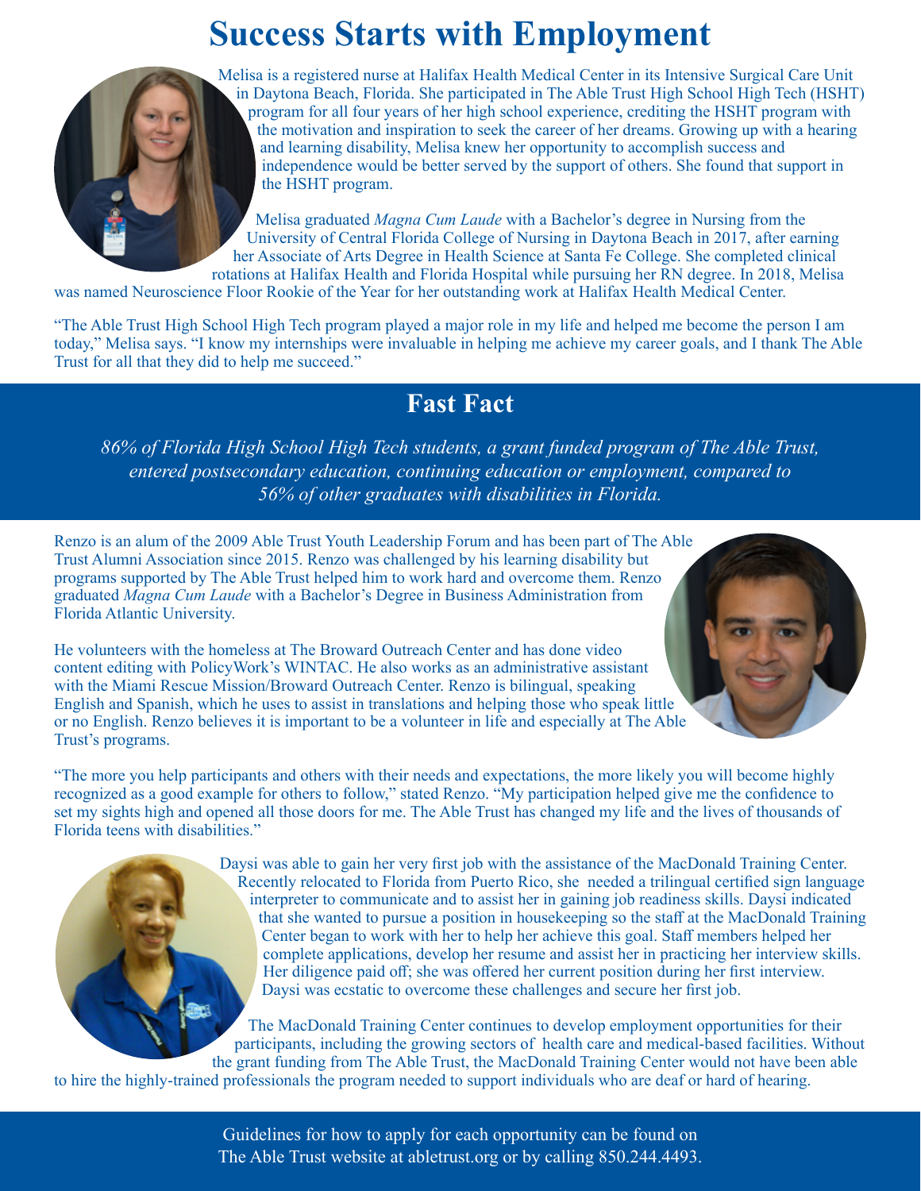# Success Starts with Employment

Melisa is a registered nurse at Halifax Health Medical Center in its Intensive Surgical Care Unit in Daytona Beach, Florida. She participated in The Able Trust High School High Tech (HSHT) program for all four years of her high school experience, crediting the HSHT program with the motivation and inspiration to seek the career of her dreams. Growing up with a hearing and learning disability, Melisa knew her opportunity to accomplish success and independence would be better served by the support of others. She found that support in the HSHT program.

Melisa graduated *Magna Cum Laude* with a Bachelor's degree in Nursing from the University of Central Florida College of Nursing in Daytona Beach in 2017, after earning her Associate of Arts Degree in Health Science at Santa Fe College. She completed clinical rotations at Halifax Health and Florida Hospital while pursuing her RN degree. In 2018, Melisa was named Neuroscience Floor Rookie of the Year for her outstanding work at Halifax Health Medical Center.

"The Able Trust High School High Tech program played a major role in my life and helped me become the person I am today," Melisa says. "I know my internships were invaluable in helping me achieve my career goals, and I thank The Able Trust for all that they did to help me succeed."

## Fast Fact

*86% of Florida High School High Tech students, a grant funded program of The Able Trust, entered postsecondary education, continuing education or employment, compared to 56% of other graduates with disabilities in Florida.*

Renzo is an alum of the 2009 Able Trust Youth Leadership Forum and has been part of The Able Trust Alumni Association since 2015. Renzo was challenged by his learning disability but programs supported by The Able Trust helped him to work hard and overcome them. Renzo graduated *Magna Cum Laude* with a Bachelor's Degree in Business Administration from Florida Atlantic University.

He volunteers with the homeless at The Broward Outreach Center and has done video content editing with PolicyWork's WINTAC. He also works as an administrative assistant with the Miami Rescue Mission/Broward Outreach Center. Renzo is bilingual, speaking English and Spanish, which he uses to assist in translations and helping those who speak little or no English. Renzo believes it is important to be a volunteer in life and especially at The Able Trust's programs.

"The more you help participants and others with their needs and expectations, the more likely you will become highly recognized as a good example for others to follow," stated Renzo. "My participation helped give me the confidence to set my sights high and opened all those doors for me. The Able Trust has changed my life and the lives of thousands of Florida teens with disabilities."

Daysi was able to gain her very first job with the assistance of the MacDonald Training Center. Recently relocated to Florida from Puerto Rico, she needed a trilingual certified sign language interpreter to communicate and to assist her in gaining job readiness skills. Daysi indicated that she wanted to pursue a position in housekeeping so the staff at the MacDonald Training Center began to work with her to help her achieve this goal. Staff members helped her complete applications, develop her resume and assist her in practicing her interview skills. Her diligence paid off; she was offered her current position during her first interview. Daysi was ecstatic to overcome these challenges and secure her first job.

The MacDonald Training Center continues to develop employment opportunities for their participants, including the growing sectors of health care and medical-based facilities. Without the grant funding from The Able Trust, the MacDonald Training Center would not have been able to hire the highly-trained professionals the program needed to support individuals who are deaf or hard of hearing.

Guidelines for how to apply for each opportunity can be found on The Able Trust website at abletrust.org or by calling 850.244.4493.